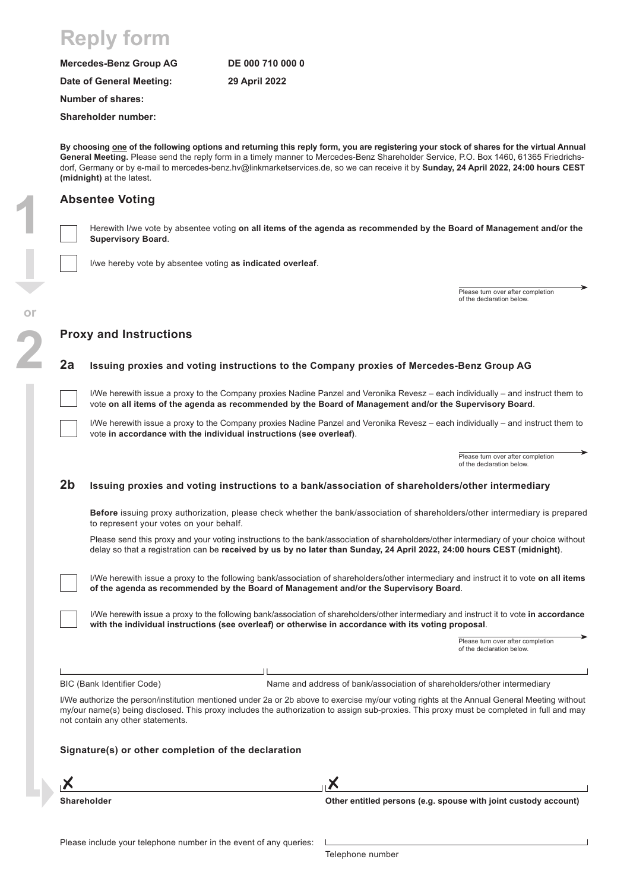# Reply form

| | |
|---|---|
| **Mercedes-Benz Group AG** | **DE 000 710 000 0** |
| **Date of General Meeting:** | **29 April 2022** |
| **Number of shares:** | |
| **Shareholder number:** | |

**By choosing one of the following options and returning this reply form, you are registering your stock of shares for the virtual Annual General Meeting.** Please send the reply form in a timely manner to Mercedes-Benz Shareholder Service, P.O. Box 1460, 61365 Friedrichsdorf, Germany or by e-mail to mercedes-benz.hv@linkmarketservices.de, so we can receive it by **Sunday, 24 April 2022, 24:00 hours CEST (midnight)** at the latest.

## 1 Absentee Voting

☐ Herewith I/we vote by absentee voting **on all items of the agenda as recommended by the Board of Management and/or the Supervisory Board**.

☐ I/we hereby vote by absentee voting **as indicated overleaf**.

Please turn over after completion of the declaration below.

or

## 2 Proxy and Instructions

### 2a Issuing proxies and voting instructions to the Company proxies of Mercedes-Benz Group AG

☐ I/We herewith issue a proxy to the Company proxies Nadine Panzel and Veronika Revesz – each individually – and instruct them to vote **on all items of the agenda as recommended by the Board of Management and/or the Supervisory Board**.

☐ I/We herewith issue a proxy to the Company proxies Nadine Panzel and Veronika Revesz – each individually – and instruct them to vote **in accordance with the individual instructions (see overleaf)**.

Please turn over after completion of the declaration below.

### 2b Issuing proxies and voting instructions to a bank/association of shareholders/other intermediary

**Before** issuing proxy authorization, please check whether the bank/association of shareholders/other intermediary is prepared to represent your votes on your behalf.

Please send this proxy and your voting instructions to the bank/association of shareholders/other intermediary of your choice without delay so that a registration can be **received by us by no later than Sunday, 24 April 2022, 24:00 hours CEST (midnight)**.

☐ I/We herewith issue a proxy to the following bank/association of shareholders/other intermediary and instruct it to vote **on all items of the agenda as recommended by the Board of Management and/or the Supervisory Board**.

☐ I/We herewith issue a proxy to the following bank/association of shareholders/other intermediary and instruct it to vote **in accordance with the individual instructions (see overleaf) or otherwise in accordance with its voting proposal**.

Please turn over after completion of the declaration below.

BIC (Bank Identifier Code) ____________________

Name and address of bank/association of shareholders/other intermediary ____________________

I/We authorize the person/institution mentioned under 2a or 2b above to exercise my/our voting rights at the Annual General Meeting without my/our name(s) being disclosed. This proxy includes the authorization to assign sub-proxies. This proxy must be completed in full and may not contain any other statements.

#### Signature(s) or other completion of the declaration

✗ ____________________
**Shareholder**

✗ ____________________
**Other entitled persons (e.g. spouse with joint custody account)**

Please include your telephone number in the event of any queries: ____________________
Telephone number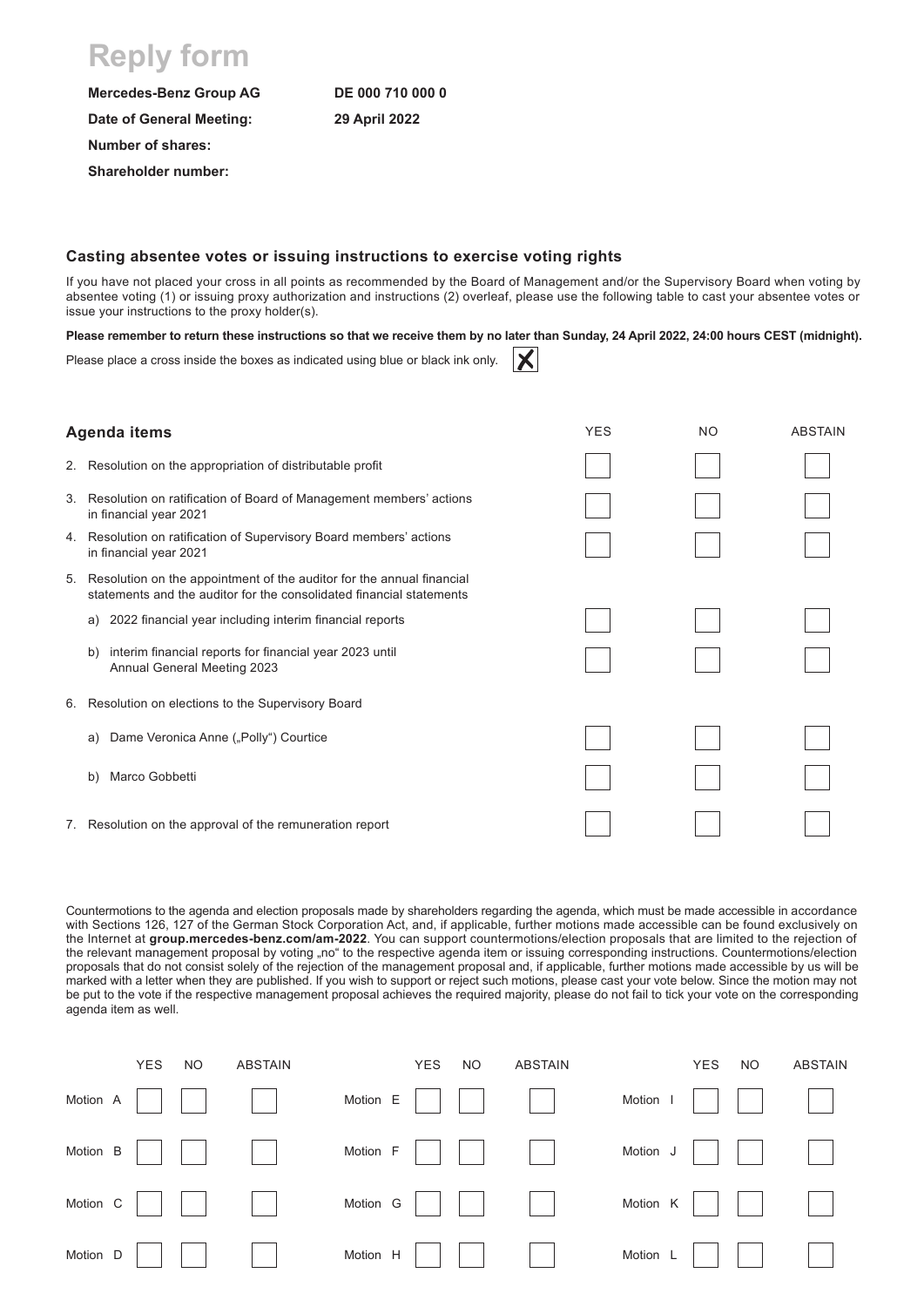# Reply form

**Mercedes-Benz Group AG** **DE 000 710 000 0**

**Date of General Meeting:** **29 April 2022**

**Number of shares:**

**Shareholder number:**

### Casting absentee votes or issuing instructions to exercise voting rights

If you have not placed your cross in all points as recommended by the Board of Management and/or the Supervisory Board when voting by absentee voting (1) or issuing proxy authorization and instructions (2) overleaf, please use the following table to cast your absentee votes or issue your instructions to the proxy holder(s).

**Please remember to return these instructions so that we receive them by no later than Sunday, 24 April 2022, 24:00 hours CEST (midnight).**

Please place a cross inside the boxes as indicated using blue or black ink only. ☒

| Agenda items | YES | NO | ABSTAIN |
|---|---|---|---|
| 2. Resolution on the appropriation of distributable profit | ☐ | ☐ | ☐ |
| 3. Resolution on ratification of Board of Management members' actions in financial year 2021 | ☐ | ☐ | ☐ |
| 4. Resolution on ratification of Supervisory Board members' actions in financial year 2021 | ☐ | ☐ | ☐ |
| 5. Resolution on the appointment of the auditor for the annual financial statements and the auditor for the consolidated financial statements | | | |
| a) 2022 financial year including interim financial reports | ☐ | ☐ | ☐ |
| b) interim financial reports for financial year 2023 until Annual General Meeting 2023 | ☐ | ☐ | ☐ |
| 6. Resolution on elections to the Supervisory Board | | | |
| a) Dame Veronica Anne („Polly") Courtice | ☐ | ☐ | ☐ |
| b) Marco Gobbetti | ☐ | ☐ | ☐ |
| 7. Resolution on the approval of the remuneration report | ☐ | ☐ | ☐ |

Countermotions to the agenda and election proposals made by shareholders regarding the agenda, which must be made accessible in accordance with Sections 126, 127 of the German Stock Corporation Act, and, if applicable, further motions made accessible can be found exclusively on the Internet at **group.mercedes-benz.com/am-2022**. You can support countermotions/election proposals that are limited to the rejection of the relevant management proposal by voting „no" to the respective agenda item or issuing corresponding instructions. Countermotions/election proposals that do not consist solely of the rejection of the management proposal and, if applicable, further motions made accessible by us will be marked with a letter when they are published. If you wish to support or reject such motions, please cast your vote below. Since the motion may not be put to the vote if the respective management proposal achieves the required majority, please do not fail to tick your vote on the corresponding agenda item as well.

| | YES | NO | ABSTAIN | | YES | NO | ABSTAIN | | YES | NO | ABSTAIN |
|---|---|---|---|---|---|---|---|---|---|---|---|
| Motion A | ☐ | ☐ | ☐ | Motion E | ☐ | ☐ | ☐ | Motion I | ☐ | ☐ | ☐ |
| Motion B | ☐ | ☐ | ☐ | Motion F | ☐ | ☐ | ☐ | Motion J | ☐ | ☐ | ☐ |
| Motion C | ☐ | ☐ | ☐ | Motion G | ☐ | ☐ | ☐ | Motion K | ☐ | ☐ | ☐ |
| Motion D | ☐ | ☐ | ☐ | Motion H | ☐ | ☐ | ☐ | Motion L | ☐ | ☐ | ☐ |